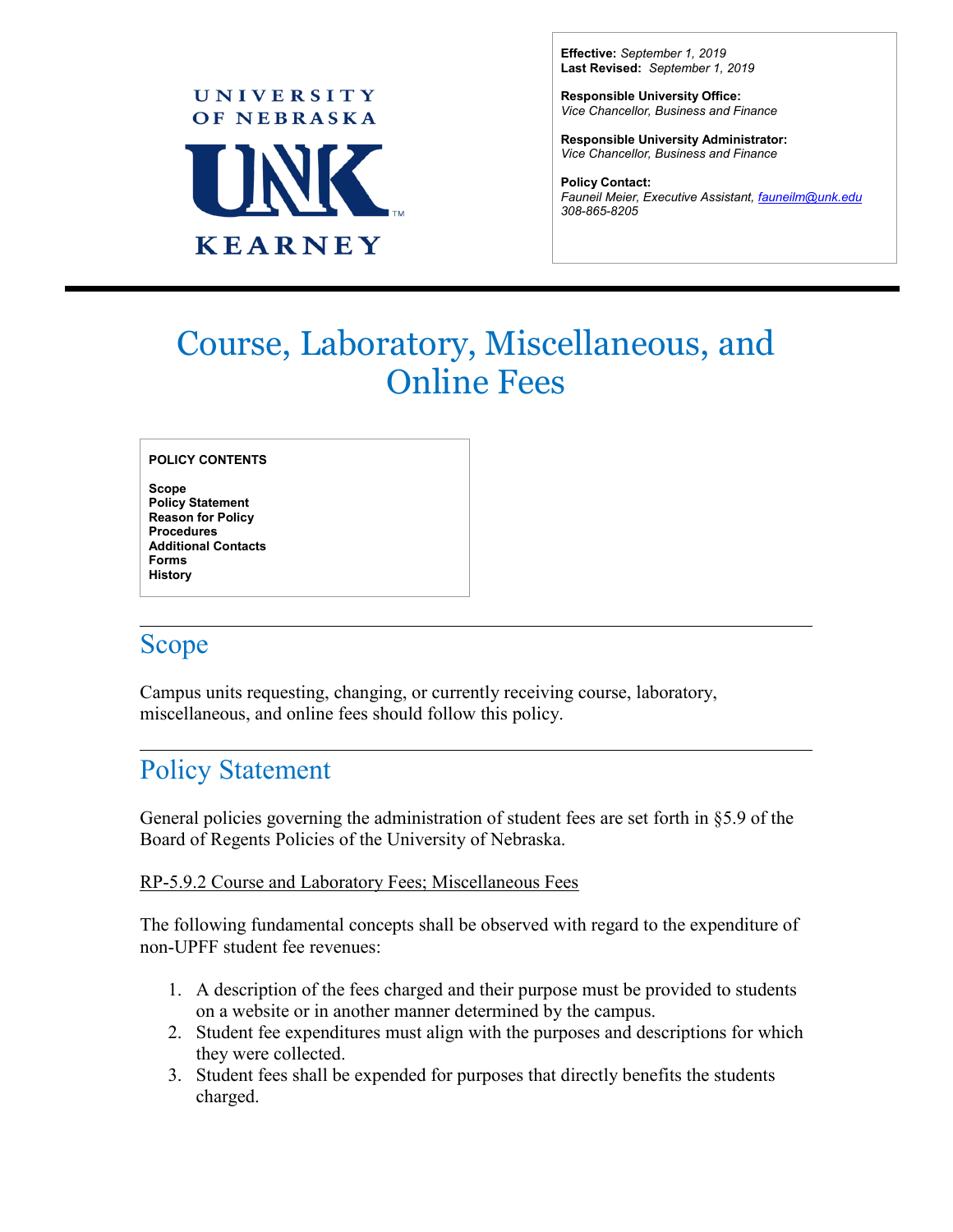UNIVERSITY OF NEBRASKA

UNK

KEARNEY

**Effective:** *September 1, 2019*
**Last Revised:** *September 1, 2019*

**Responsible University Office:**
*Vice Chancellor, Business and Finance*

**Responsible University Administrator:**
*Vice Chancellor, Business and Finance*

**Policy Contact:**
*Fauneil Meier, Executive Assistant, fauneilm@unk.edu*
*308-865-8205*

# Course, Laboratory, Miscellaneous, and Online Fees

**POLICY CONTENTS**

**Scope**
**Policy Statement**
**Reason for Policy**
**Procedures**
**Additional Contacts**
**Forms**
**History**

## Scope

Campus units requesting, changing, or currently receiving course, laboratory, miscellaneous, and online fees should follow this policy.

## Policy Statement

General policies governing the administration of student fees are set forth in §5.9 of the Board of Regents Policies of the University of Nebraska.

RP-5.9.2 Course and Laboratory Fees; Miscellaneous Fees

The following fundamental concepts shall be observed with regard to the expenditure of non-UPFF student fee revenues:

1. A description of the fees charged and their purpose must be provided to students on a website or in another manner determined by the campus.
2. Student fee expenditures must align with the purposes and descriptions for which they were collected.
3. Student fees shall be expended for purposes that directly benefits the students charged.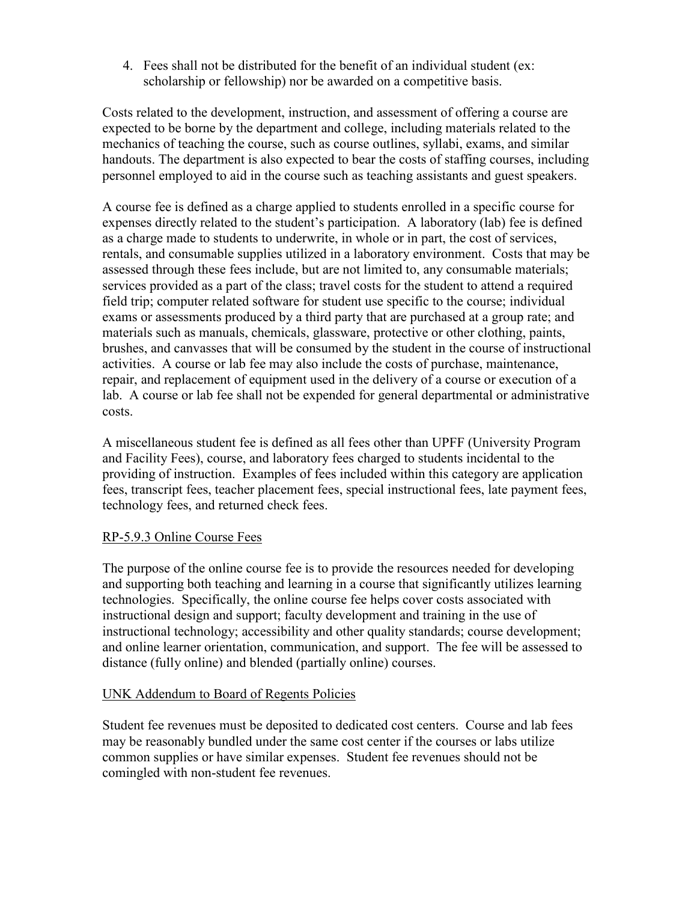4. Fees shall not be distributed for the benefit of an individual student (ex: scholarship or fellowship) nor be awarded on a competitive basis.

Costs related to the development, instruction, and assessment of offering a course are expected to be borne by the department and college, including materials related to the mechanics of teaching the course, such as course outlines, syllabi, exams, and similar handouts. The department is also expected to bear the costs of staffing courses, including personnel employed to aid in the course such as teaching assistants and guest speakers.

A course fee is defined as a charge applied to students enrolled in a specific course for expenses directly related to the student's participation. A laboratory (lab) fee is defined as a charge made to students to underwrite, in whole or in part, the cost of services, rentals, and consumable supplies utilized in a laboratory environment. Costs that may be assessed through these fees include, but are not limited to, any consumable materials; services provided as a part of the class; travel costs for the student to attend a required field trip; computer related software for student use specific to the course; individual exams or assessments produced by a third party that are purchased at a group rate; and materials such as manuals, chemicals, glassware, protective or other clothing, paints, brushes, and canvasses that will be consumed by the student in the course of instructional activities. A course or lab fee may also include the costs of purchase, maintenance, repair, and replacement of equipment used in the delivery of a course or execution of a lab. A course or lab fee shall not be expended for general departmental or administrative costs.

A miscellaneous student fee is defined as all fees other than UPFF (University Program and Facility Fees), course, and laboratory fees charged to students incidental to the providing of instruction. Examples of fees included within this category are application fees, transcript fees, teacher placement fees, special instructional fees, late payment fees, technology fees, and returned check fees.

<u>RP-5.9.3 Online Course Fees</u>

The purpose of the online course fee is to provide the resources needed for developing and supporting both teaching and learning in a course that significantly utilizes learning technologies. Specifically, the online course fee helps cover costs associated with instructional design and support; faculty development and training in the use of instructional technology; accessibility and other quality standards; course development; and online learner orientation, communication, and support. The fee will be assessed to distance (fully online) and blended (partially online) courses.

<u>UNK Addendum to Board of Regents Policies</u>

Student fee revenues must be deposited to dedicated cost centers. Course and lab fees may be reasonably bundled under the same cost center if the courses or labs utilize common supplies or have similar expenses. Student fee revenues should not be comingled with non-student fee revenues.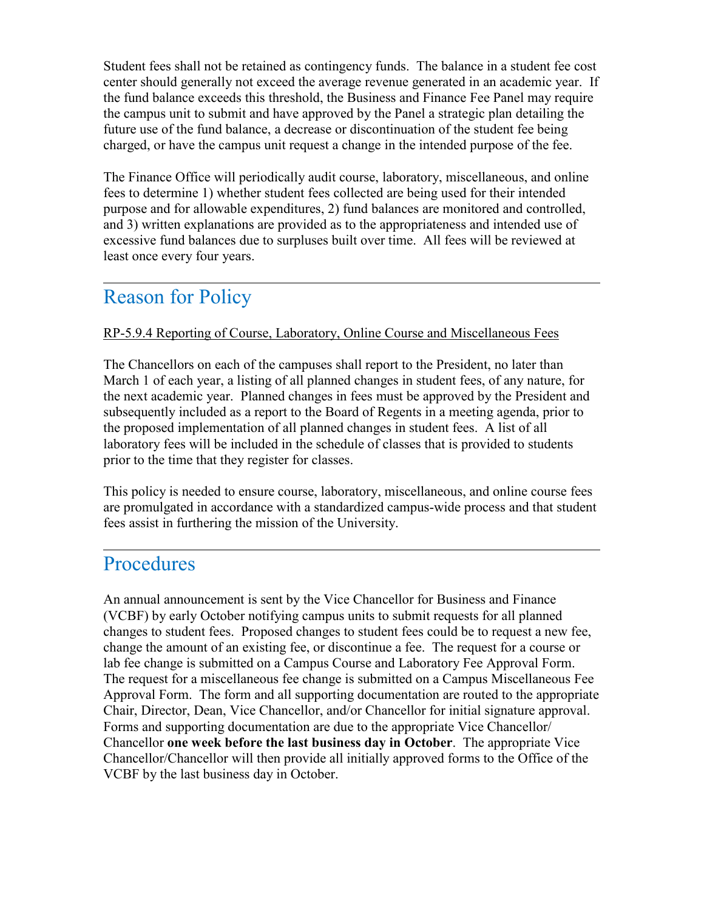Student fees shall not be retained as contingency funds. The balance in a student fee cost center should generally not exceed the average revenue generated in an academic year. If the fund balance exceeds this threshold, the Business and Finance Fee Panel may require the campus unit to submit and have approved by the Panel a strategic plan detailing the future use of the fund balance, a decrease or discontinuation of the student fee being charged, or have the campus unit request a change in the intended purpose of the fee.

The Finance Office will periodically audit course, laboratory, miscellaneous, and online fees to determine 1) whether student fees collected are being used for their intended purpose and for allowable expenditures, 2) fund balances are monitored and controlled, and 3) written explanations are provided as to the appropriateness and intended use of excessive fund balances due to surpluses built over time. All fees will be reviewed at least once every four years.

## Reason for Policy

RP-5.9.4 Reporting of Course, Laboratory, Online Course and Miscellaneous Fees

The Chancellors on each of the campuses shall report to the President, no later than March 1 of each year, a listing of all planned changes in student fees, of any nature, for the next academic year. Planned changes in fees must be approved by the President and subsequently included as a report to the Board of Regents in a meeting agenda, prior to the proposed implementation of all planned changes in student fees. A list of all laboratory fees will be included in the schedule of classes that is provided to students prior to the time that they register for classes.

This policy is needed to ensure course, laboratory, miscellaneous, and online course fees are promulgated in accordance with a standardized campus-wide process and that student fees assist in furthering the mission of the University.

## Procedures

An annual announcement is sent by the Vice Chancellor for Business and Finance (VCBF) by early October notifying campus units to submit requests for all planned changes to student fees. Proposed changes to student fees could be to request a new fee, change the amount of an existing fee, or discontinue a fee. The request for a course or lab fee change is submitted on a Campus Course and Laboratory Fee Approval Form. The request for a miscellaneous fee change is submitted on a Campus Miscellaneous Fee Approval Form. The form and all supporting documentation are routed to the appropriate Chair, Director, Dean, Vice Chancellor, and/or Chancellor for initial signature approval. Forms and supporting documentation are due to the appropriate Vice Chancellor/Chancellor **one week before the last business day in October**. The appropriate Vice Chancellor/Chancellor will then provide all initially approved forms to the Office of the VCBF by the last business day in October.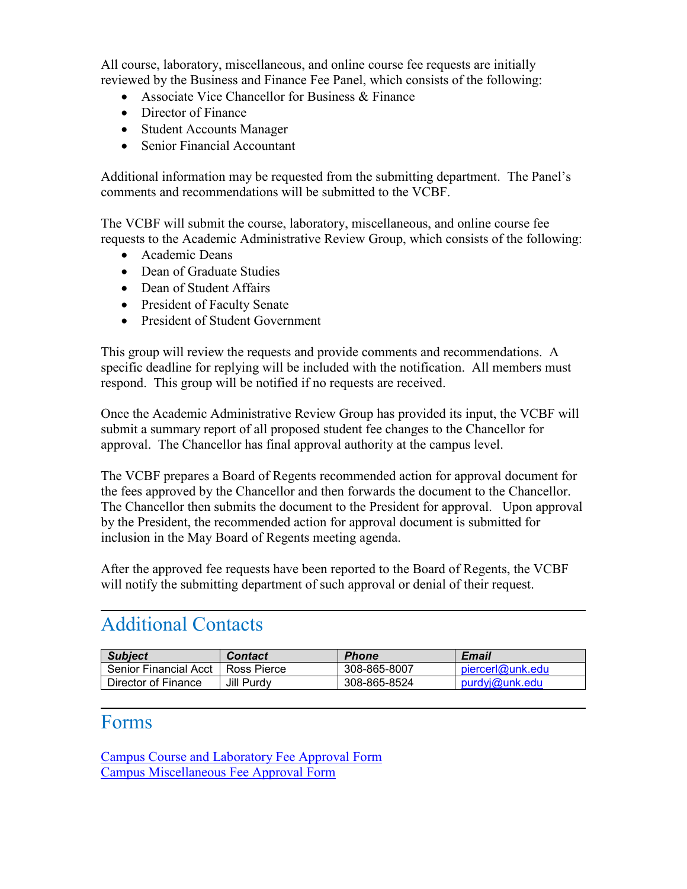All course, laboratory, miscellaneous, and online course fee requests are initially reviewed by the Business and Finance Fee Panel, which consists of the following:

- Associate Vice Chancellor for Business & Finance
- Director of Finance
- Student Accounts Manager
- Senior Financial Accountant

Additional information may be requested from the submitting department. The Panel's comments and recommendations will be submitted to the VCBF.

The VCBF will submit the course, laboratory, miscellaneous, and online course fee requests to the Academic Administrative Review Group, which consists of the following:

- Academic Deans
- Dean of Graduate Studies
- Dean of Student Affairs
- President of Faculty Senate
- President of Student Government

This group will review the requests and provide comments and recommendations. A specific deadline for replying will be included with the notification. All members must respond. This group will be notified if no requests are received.

Once the Academic Administrative Review Group has provided its input, the VCBF will submit a summary report of all proposed student fee changes to the Chancellor for approval. The Chancellor has final approval authority at the campus level.

The VCBF prepares a Board of Regents recommended action for approval document for the fees approved by the Chancellor and then forwards the document to the Chancellor. The Chancellor then submits the document to the President for approval. Upon approval by the President, the recommended action for approval document is submitted for inclusion in the May Board of Regents meeting agenda.

After the approved fee requests have been reported to the Board of Regents, the VCBF will notify the submitting department of such approval or denial of their request.

## Additional Contacts

| ***Subject*** | ***Contact*** | ***Phone*** | ***Email*** |
|---|---|---|---|
| Senior Financial Acct | Ross Pierce | 308-865-8007 | piercerl@unk.edu |
| Director of Finance | Jill Purdy | 308-865-8524 | purdyj@unk.edu |

## Forms

Campus Course and Laboratory Fee Approval Form
Campus Miscellaneous Fee Approval Form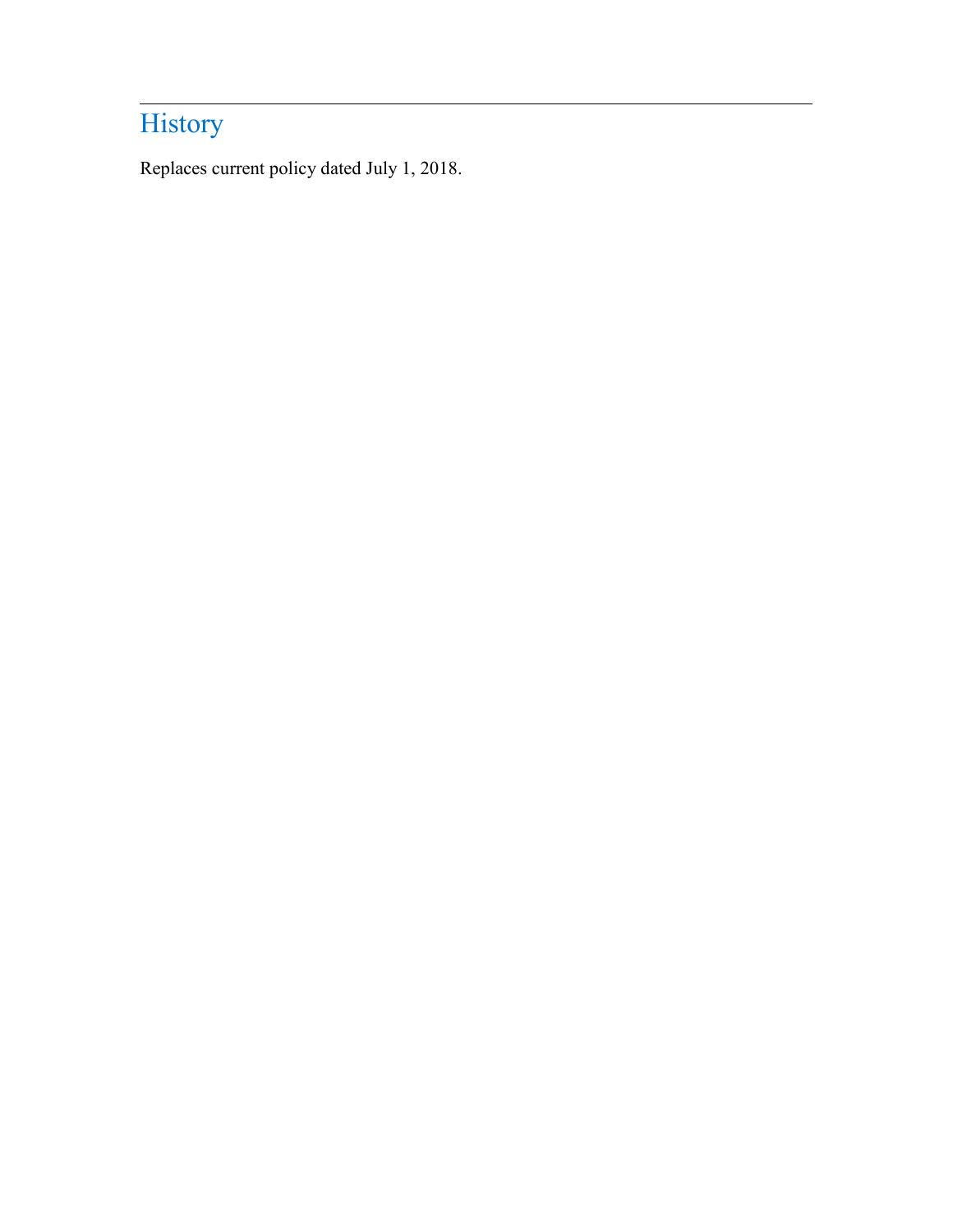## History

Replaces current policy dated July 1, 2018.